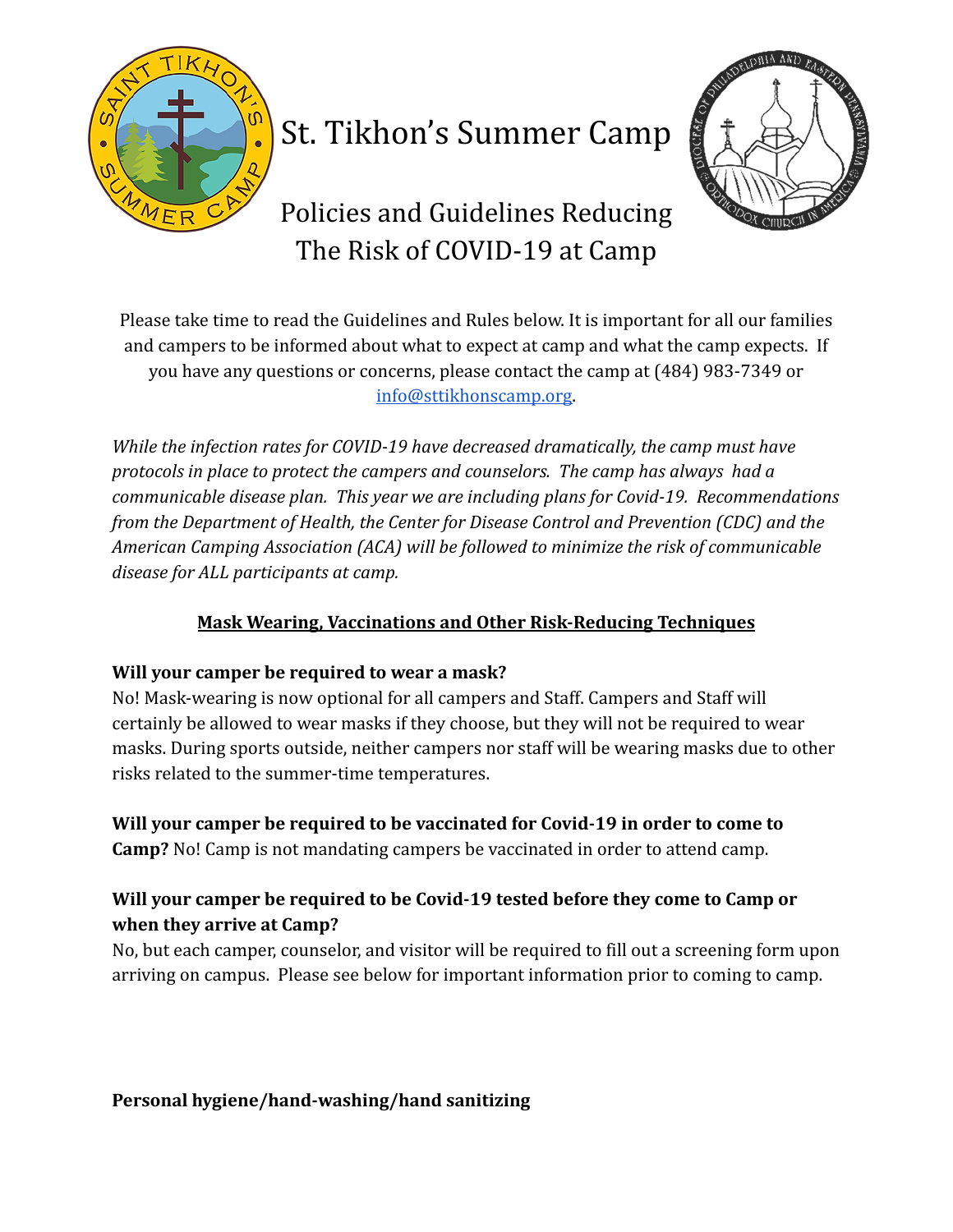# St. Tikhon's Summer Camp

## Policies and Guidelines Reducing The Risk of COVID-19 at Camp

Please take time to read the Guidelines and Rules below. It is important for all our families and campers to be informed about what to expect at camp and what the camp expects. If you have any questions or concerns, please contact the camp at (484) 983-7349 or info@sttikhonscamp.org.

*While the infection rates for COVID-19 have decreased dramatically, the camp must have protocols in place to protect the campers and counselors. The camp has always had a communicable disease plan. This year we are including plans for Covid-19. Recommendations from the Department of Health, the Center for Disease Control and Prevention (CDC) and the American Camping Association (ACA) will be followed to minimize the risk of communicable disease for ALL participants at camp.*

### Mask Wearing, Vaccinations and Other Risk-Reducing Techniques

**Will your camper be required to wear a mask?**
No! Mask-wearing is now optional for all campers and Staff. Campers and Staff will certainly be allowed to wear masks if they choose, but they will not be required to wear masks. During sports outside, neither campers nor staff will be wearing masks due to other risks related to the summer-time temperatures.

**Will your camper be required to be vaccinated for Covid-19 in order to come to Camp?** No! Camp is not mandating campers be vaccinated in order to attend camp.

**Will your camper be required to be Covid-19 tested before they come to Camp or when they arrive at Camp?**
No, but each camper, counselor, and visitor will be required to fill out a screening form upon arriving on campus. Please see below for important information prior to coming to camp.

**Personal hygiene/hand-washing/hand sanitizing**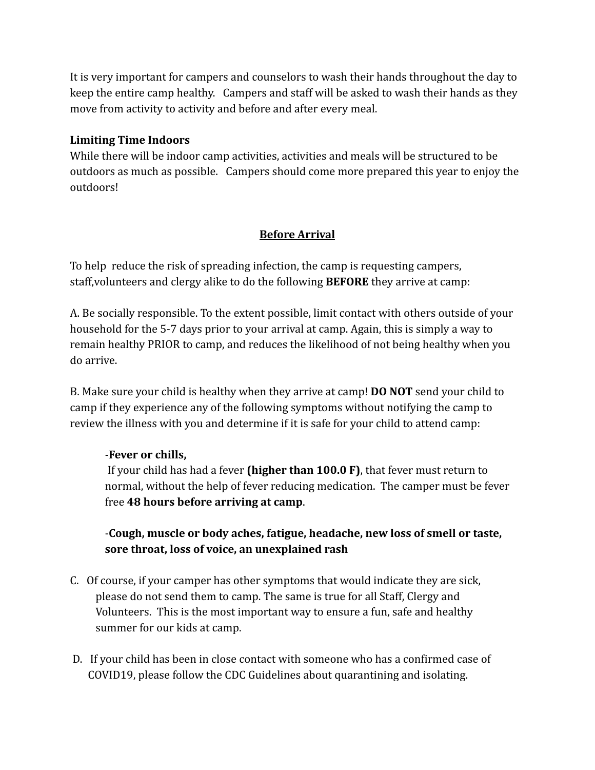It is very important for campers and counselors to wash their hands throughout the day to keep the entire camp healthy. Campers and staff will be asked to wash their hands as they move from activity to activity and before and after every meal.

**Limiting Time Indoors**

While there will be indoor camp activities, activities and meals will be structured to be outdoors as much as possible. Campers should come more prepared this year to enjoy the outdoors!

## Before Arrival

To help reduce the risk of spreading infection, the camp is requesting campers, staff,volunteers and clergy alike to do the following **BEFORE** they arrive at camp:

A. Be socially responsible. To the extent possible, limit contact with others outside of your household for the 5-7 days prior to your arrival at camp. Again, this is simply a way to remain healthy PRIOR to camp, and reduces the likelihood of not being healthy when you do arrive.

B. Make sure your child is healthy when they arrive at camp! **DO NOT** send your child to camp if they experience any of the following symptoms without notifying the camp to review the illness with you and determine if it is safe for your child to attend camp:

> -**Fever or chills,**
> If your child has had a fever **(higher than 100.0 F)**, that fever must return to normal, without the help of fever reducing medication. The camper must be fever free **48 hours before arriving at camp**.
>
> -**Cough, muscle or body aches, fatigue, headache, new loss of smell or taste, sore throat, loss of voice, an unexplained rash**

C. Of course, if your camper has other symptoms that would indicate they are sick, please do not send them to camp. The same is true for all Staff, Clergy and Volunteers. This is the most important way to ensure a fun, safe and healthy summer for our kids at camp.

D. If your child has been in close contact with someone who has a confirmed case of COVID19, please follow the CDC Guidelines about quarantining and isolating.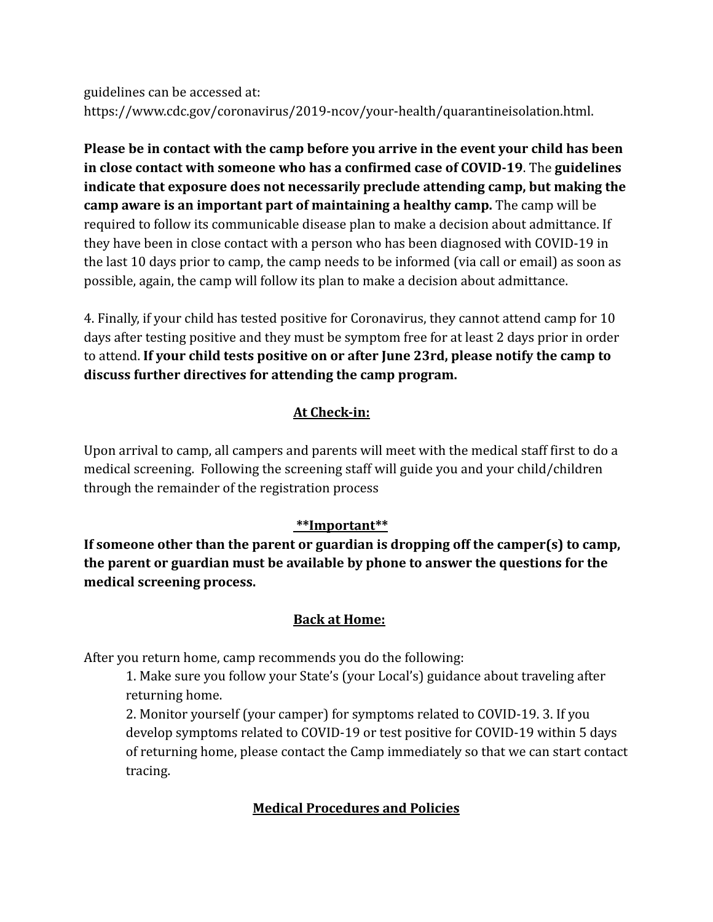guidelines can be accessed at:
https://www.cdc.gov/coronavirus/2019-ncov/your-health/quarantineisolation.html.

**Please be in contact with the camp before you arrive in the event your child has been in close contact with someone who has a confirmed case of COVID-19**. The **guidelines indicate that exposure does not necessarily preclude attending camp, but making the camp aware is an important part of maintaining a healthy camp.** The camp will be required to follow its communicable disease plan to make a decision about admittance. If they have been in close contact with a person who has been diagnosed with COVID-19 in the last 10 days prior to camp, the camp needs to be informed (via call or email) as soon as possible, again, the camp will follow its plan to make a decision about admittance.

4. Finally, if your child has tested positive for Coronavirus, they cannot attend camp for 10 days after testing positive and they must be symptom free for at least 2 days prior in order to attend. **If your child tests positive on or after June 23rd, please notify the camp to discuss further directives for attending the camp program.**

## At Check-in:

Upon arrival to camp, all campers and parents will meet with the medical staff first to do a medical screening. Following the screening staff will guide you and your child/children through the remainder of the registration process

## **Important**

**If someone other than the parent or guardian is dropping off the camper(s) to camp, the parent or guardian must be available by phone to answer the questions for the medical screening process.**

## Back at Home:

After you return home, camp recommends you do the following:

1. Make sure you follow your State's (your Local's) guidance about traveling after returning home.
2. Monitor yourself (your camper) for symptoms related to COVID-19. 3. If you develop symptoms related to COVID-19 or test positive for COVID-19 within 5 days of returning home, please contact the Camp immediately so that we can start contact tracing.

## Medical Procedures and Policies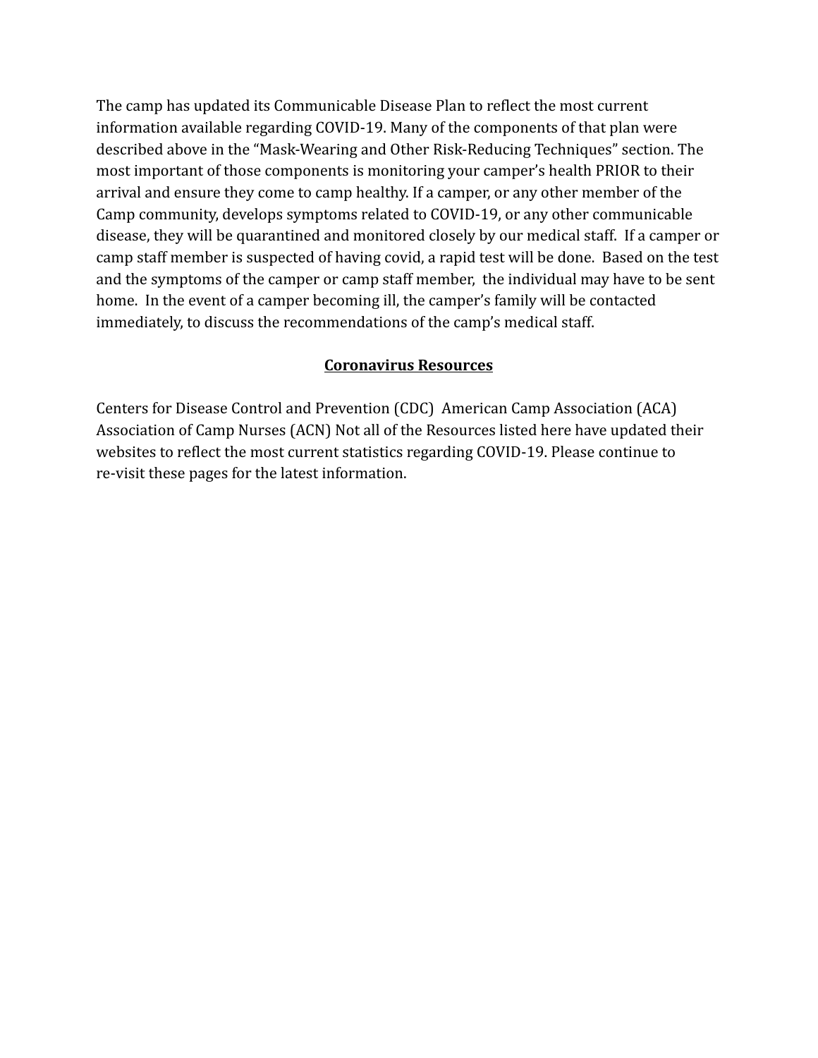The camp has updated its Communicable Disease Plan to reflect the most current information available regarding COVID-19. Many of the components of that plan were described above in the "Mask-Wearing and Other Risk-Reducing Techniques" section. The most important of those components is monitoring your camper's health PRIOR to their arrival and ensure they come to camp healthy. If a camper, or any other member of the Camp community, develops symptoms related to COVID-19, or any other communicable disease, they will be quarantined and monitored closely by our medical staff. If a camper or camp staff member is suspected of having covid, a rapid test will be done. Based on the test and the symptoms of the camper or camp staff member, the individual may have to be sent home. In the event of a camper becoming ill, the camper's family will be contacted immediately, to discuss the recommendations of the camp's medical staff.

## Coronavirus Resources

Centers for Disease Control and Prevention (CDC) American Camp Association (ACA) Association of Camp Nurses (ACN) Not all of the Resources listed here have updated their websites to reflect the most current statistics regarding COVID-19. Please continue to re-visit these pages for the latest information.